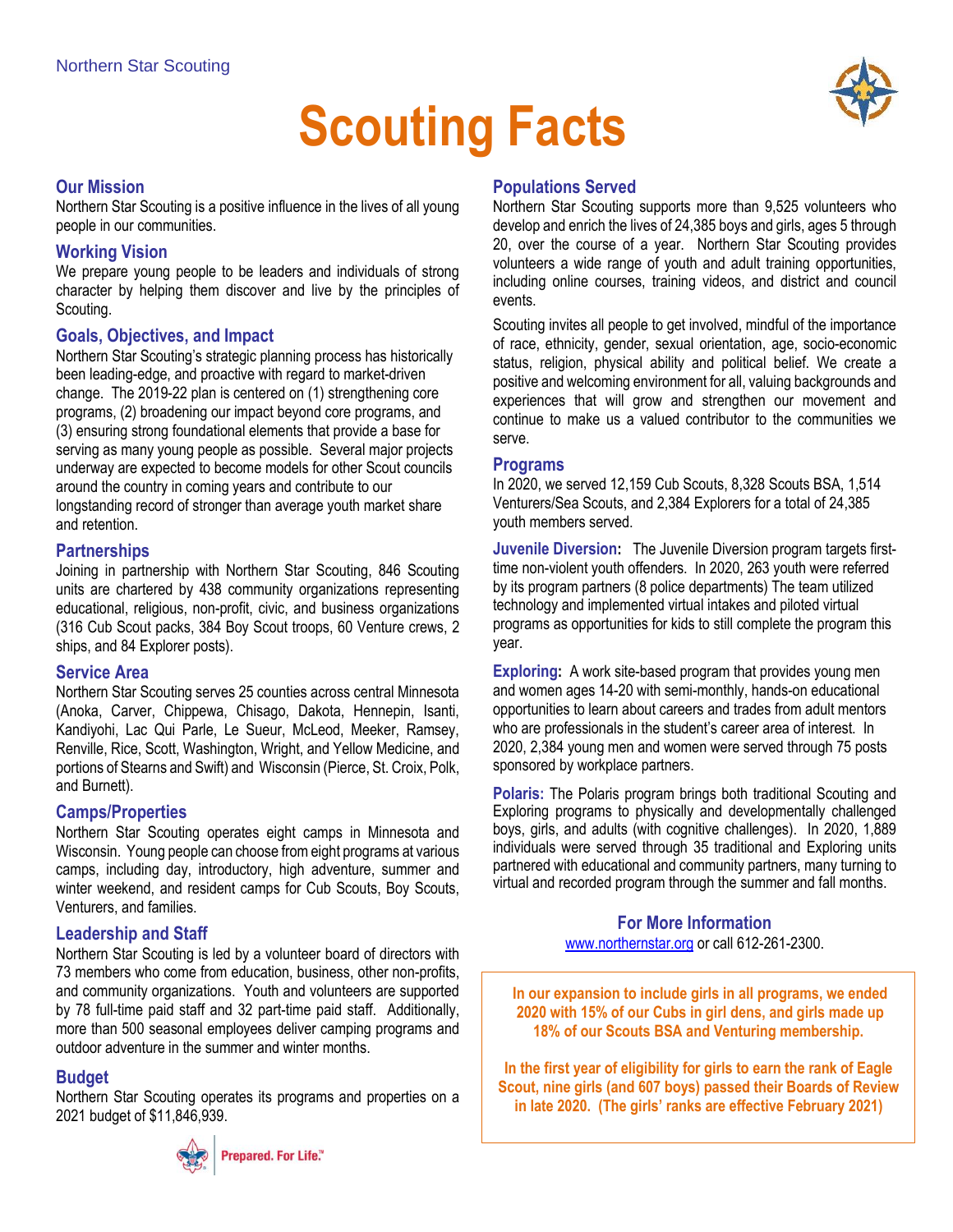Northern Star Scouting

# Scouting Facts

## Our Mission

Northern Star Scouting is a positive influence in the lives of all young people in our communities.

## Working Vision

We prepare young people to be leaders and individuals of strong character by helping them discover and live by the principles of Scouting.

## Goals, Objectives, and Impact

Northern Star Scouting's strategic planning process has historically been leading-edge, and proactive with regard to market-driven change. The 2019-22 plan is centered on (1) strengthening core programs, (2) broadening our impact beyond core programs, and (3) ensuring strong foundational elements that provide a base for serving as many young people as possible. Several major projects underway are expected to become models for other Scout councils around the country in coming years and contribute to our longstanding record of stronger than average youth market share and retention.

## Partnerships

Joining in partnership with Northern Star Scouting, 846 Scouting units are chartered by 438 community organizations representing educational, religious, non-profit, civic, and business organizations (316 Cub Scout packs, 384 Boy Scout troops, 60 Venture crews, 2 ships, and 84 Explorer posts).

## Service Area

Northern Star Scouting serves 25 counties across central Minnesota (Anoka, Carver, Chippewa, Chisago, Dakota, Hennepin, Isanti, Kandiyohi, Lac Qui Parle, Le Sueur, McLeod, Meeker, Ramsey, Renville, Rice, Scott, Washington, Wright, and Yellow Medicine, and portions of Stearns and Swift) and Wisconsin (Pierce, St. Croix, Polk, and Burnett).

## Camps/Properties

Northern Star Scouting operates eight camps in Minnesota and Wisconsin. Young people can choose from eight programs at various camps, including day, introductory, high adventure, summer and winter weekend, and resident camps for Cub Scouts, Boy Scouts, Venturers, and families.

## Leadership and Staff

Northern Star Scouting is led by a volunteer board of directors with 73 members who come from education, business, other non-profits, and community organizations. Youth and volunteers are supported by 78 full-time paid staff and 32 part-time paid staff. Additionally, more than 500 seasonal employees deliver camping programs and outdoor adventure in the summer and winter months.

## Budget

Northern Star Scouting operates its programs and properties on a 2021 budget of $11,846,939.

## Populations Served

Northern Star Scouting supports more than 9,525 volunteers who develop and enrich the lives of 24,385 boys and girls, ages 5 through 20, over the course of a year. Northern Star Scouting provides volunteers a wide range of youth and adult training opportunities, including online courses, training videos, and district and council events.

Scouting invites all people to get involved, mindful of the importance of race, ethnicity, gender, sexual orientation, age, socio-economic status, religion, physical ability and political belief. We create a positive and welcoming environment for all, valuing backgrounds and experiences that will grow and strengthen our movement and continue to make us a valued contributor to the communities we serve.

## Programs

In 2020, we served 12,159 Cub Scouts, 8,328 Scouts BSA, 1,514 Venturers/Sea Scouts, and 2,384 Explorers for a total of 24,385 youth members served.

**Juvenile Diversion:** The Juvenile Diversion program targets first-time non-violent youth offenders. In 2020, 263 youth were referred by its program partners (8 police departments) The team utilized technology and implemented virtual intakes and piloted virtual programs as opportunities for kids to still complete the program this year.

**Exploring:** A work site-based program that provides young men and women ages 14-20 with semi-monthly, hands-on educational opportunities to learn about careers and trades from adult mentors who are professionals in the student's career area of interest. In 2020, 2,384 young men and women were served through 75 posts sponsored by workplace partners.

**Polaris:** The Polaris program brings both traditional Scouting and Exploring programs to physically and developmentally challenged boys, girls, and adults (with cognitive challenges). In 2020, 1,889 individuals were served through 35 traditional and Exploring units partnered with educational and community partners, many turning to virtual and recorded program through the summer and fall months.

## For More Information

www.northernstar.org or call 612-261-2300.

**In our expansion to include girls in all programs, we ended 2020 with 15% of our Cubs in girl dens, and girls made up 18% of our Scouts BSA and Venturing membership.**

**In the first year of eligibility for girls to earn the rank of Eagle Scout, nine girls (and 607 boys) passed their Boards of Review in late 2020. (The girls' ranks are effective February 2021)**

Prepared. For Life.™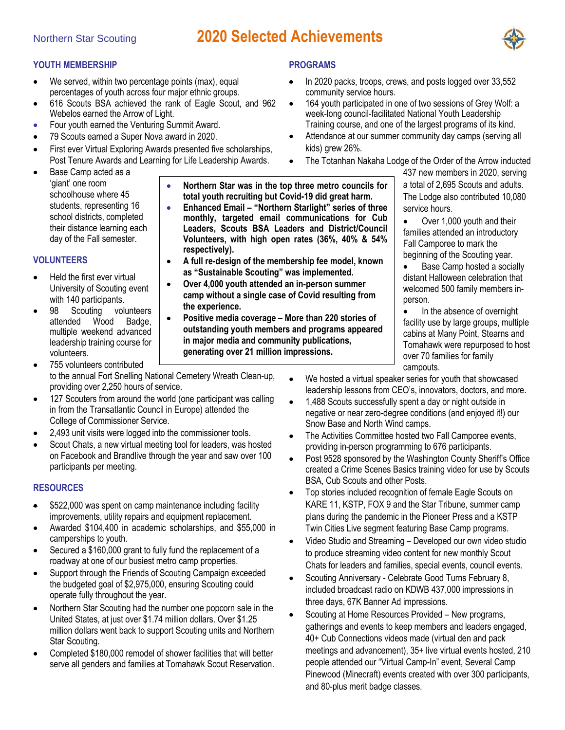Northern Star Scouting

# 2020 Selected Achievements

## YOUTH MEMBERSHIP

- We served, within two percentage points (max), equal percentages of youth across four major ethnic groups.
- 616 Scouts BSA achieved the rank of Eagle Scout, and 962 Webelos earned the Arrow of Light.
- Four youth earned the Venturing Summit Award.
- 79 Scouts earned a Super Nova award in 2020.
- First ever Virtual Exploring Awards presented five scholarships, Post Tenure Awards and Learning for Life Leadership Awards.
- Base Camp acted as a 'giant' one room schoolhouse where 45 students, representing 16 school districts, completed their distance learning each day of the Fall semester.

## VOLUNTEERS

- Held the first ever virtual University of Scouting event with 140 participants.
- 98 Scouting volunteers attended Wood Badge, multiple weekend advanced leadership training course for volunteers.
- 755 volunteers contributed to the annual Fort Snelling National Cemetery Wreath Clean-up, providing over 2,250 hours of service.
- 127 Scouters from around the world (one participant was calling in from the Transatlantic Council in Europe) attended the College of Commissioner Service.
- 2,493 unit visits were logged into the commissioner tools.
- Scout Chats, a new virtual meeting tool for leaders, was hosted on Facebook and Brandlive through the year and saw over 100 participants per meeting.

## RESOURCES

- $522,000 was spent on camp maintenance including facility improvements, utility repairs and equipment replacement.
- Awarded $104,400 in academic scholarships, and $55,000 in camperships to youth.
- Secured a $160,000 grant to fully fund the replacement of a roadway at one of our busiest metro camp properties.
- Support through the Friends of Scouting Campaign exceeded the budgeted goal of $2,975,000, ensuring Scouting could operate fully throughout the year.
- Northern Star Scouting had the number one popcorn sale in the United States, at just over $1.74 million dollars. Over $1.25 million dollars went back to support Scouting units and Northern Star Scouting.
- Completed $180,000 remodel of shower facilities that will better serve all genders and families at Tomahawk Scout Reservation.

- **Northern Star was in the top three metro councils for total youth recruiting but Covid-19 did great harm.**
- **Enhanced Email – "Northern Starlight" series of three monthly, targeted email communications for Cub Leaders, Scouts BSA Leaders and District/Council Volunteers, with high open rates (36%, 40% & 54% respectively).**
- **A full re-design of the membership fee model, known as "Sustainable Scouting" was implemented.**
- **Over 4,000 youth attended an in-person summer camp without a single case of Covid resulting from the experience.**
- **Positive media coverage – More than 220 stories of outstanding youth members and programs appeared in major media and community publications, generating over 21 million impressions.**

## PROGRAMS

- In 2020 packs, troops, crews, and posts logged over 33,552 community service hours.
- 164 youth participated in one of two sessions of Grey Wolf: a week-long council-facilitated National Youth Leadership Training course, and one of the largest programs of its kind.
- Attendance at our summer community day camps (serving all kids) grew 26%.
- The Totanhan Nakaha Lodge of the Order of the Arrow inducted 437 new members in 2020, serving a total of 2,695 Scouts and adults. The Lodge also contributed 10,080 service hours.
- Over 1,000 youth and their families attended an introductory Fall Camporee to mark the beginning of the Scouting year.
- Base Camp hosted a socially distant Halloween celebration that welcomed 500 family members in-person.
- In the absence of overnight facility use by large groups, multiple cabins at Many Point, Stearns and Tomahawk were repurposed to host over 70 families for family campouts.
- We hosted a virtual speaker series for youth that showcased leadership lessons from CEO's, innovators, doctors, and more.
- 1,488 Scouts successfully spent a day or night outside in negative or near zero-degree conditions (and enjoyed it!) our Snow Base and North Wind camps.
- The Activities Committee hosted two Fall Camporee events, providing in-person programming to 676 participants.
- Post 9528 sponsored by the Washington County Sheriff's Office created a Crime Scenes Basics training video for use by Scouts BSA, Cub Scouts and other Posts.
- Top stories included recognition of female Eagle Scouts on KARE 11, KSTP, FOX 9 and the Star Tribune, summer camp plans during the pandemic in the Pioneer Press and a KSTP Twin Cities Live segment featuring Base Camp programs.
- Video Studio and Streaming – Developed our own video studio to produce streaming video content for new monthly Scout Chats for leaders and families, special events, council events.
- Scouting Anniversary - Celebrate Good Turns February 8, included broadcast radio on KDWB 437,000 impressions in three days, 67K Banner Ad impressions.
- Scouting at Home Resources Provided – New programs, gatherings and events to keep members and leaders engaged, 40+ Cub Connections videos made (virtual den and pack meetings and advancement), 35+ live virtual events hosted, 210 people attended our "Virtual Camp-In" event, Several Camp Pinewood (Minecraft) events created with over 300 participants, and 80-plus merit badge classes.